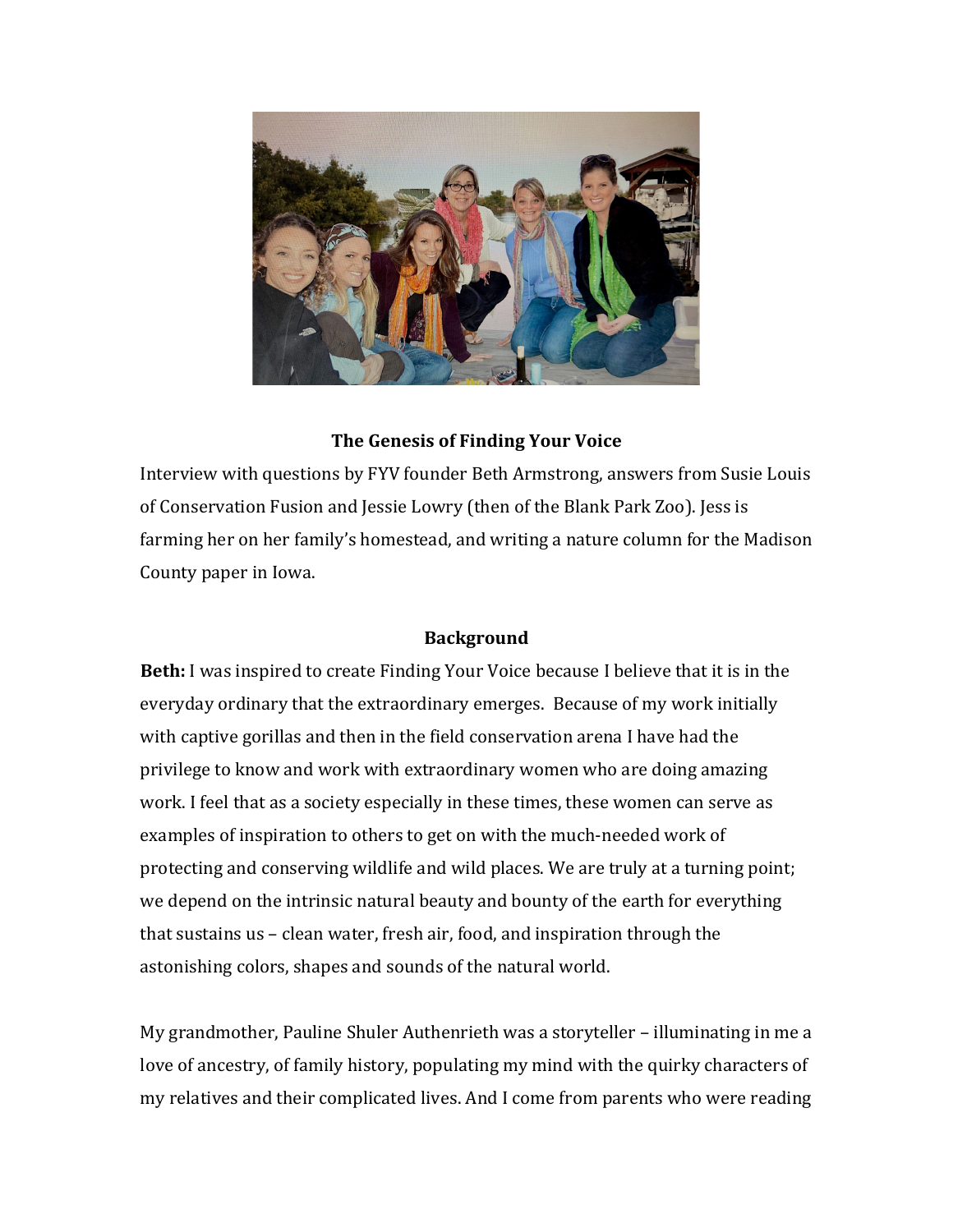**The Genesis of Finding Your Voice**

Interview with questions by FYV founder Beth Armstrong, answers from Susie Louis of Conservation Fusion and Jessie Lowry (then of the Blank Park Zoo). Jess is farming her on her family's homestead, and writing a nature column for the Madison County paper in Iowa.

**Background**

**Beth:** I was inspired to create Finding Your Voice because I believe that it is in the everyday ordinary that the extraordinary emerges. Because of my work initially with captive gorillas and then in the field conservation arena I have had the privilege to know and work with extraordinary women who are doing amazing work. I feel that as a society especially in these times, these women can serve as examples of inspiration to others to get on with the much-needed work of protecting and conserving wildlife and wild places. We are truly at a turning point; we depend on the intrinsic natural beauty and bounty of the earth for everything that sustains us – clean water, fresh air, food, and inspiration through the astonishing colors, shapes and sounds of the natural world.

My grandmother, Pauline Shuler Authenrieth was a storyteller – illuminating in me a love of ancestry, of family history, populating my mind with the quirky characters of my relatives and their complicated lives. And I come from parents who were reading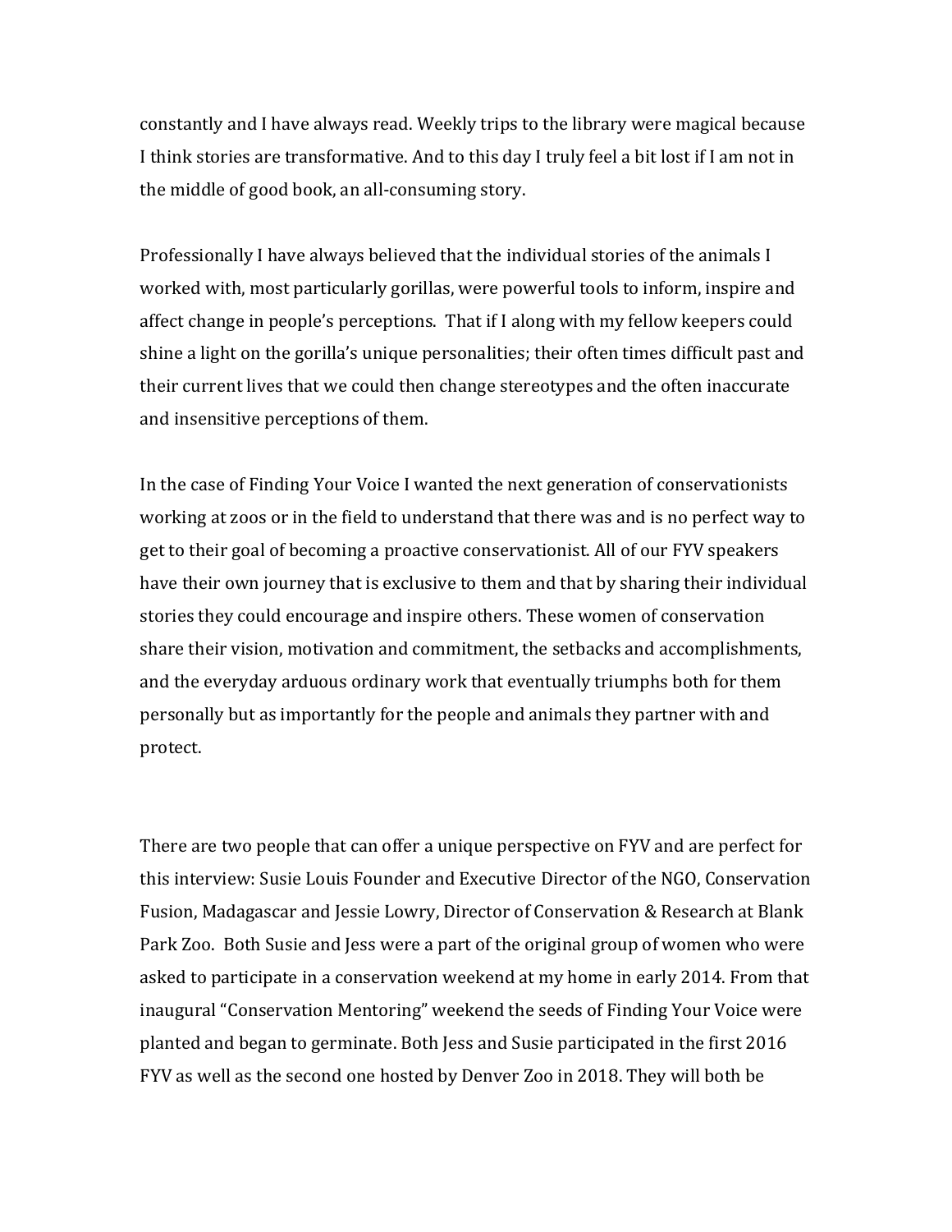constantly and I have always read. Weekly trips to the library were magical because I think stories are transformative. And to this day I truly feel a bit lost if I am not in the middle of good book, an all-consuming story.

Professionally I have always believed that the individual stories of the animals I worked with, most particularly gorillas, were powerful tools to inform, inspire and affect change in people's perceptions. That if I along with my fellow keepers could shine a light on the gorilla's unique personalities; their often times difficult past and their current lives that we could then change stereotypes and the often inaccurate and insensitive perceptions of them.

In the case of Finding Your Voice I wanted the next generation of conservationists working at zoos or in the field to understand that there was and is no perfect way to get to their goal of becoming a proactive conservationist. All of our FYV speakers have their own journey that is exclusive to them and that by sharing their individual stories they could encourage and inspire others. These women of conservation share their vision, motivation and commitment, the setbacks and accomplishments, and the everyday arduous ordinary work that eventually triumphs both for them personally but as importantly for the people and animals they partner with and protect.

There are two people that can offer a unique perspective on FYV and are perfect for this interview: Susie Louis Founder and Executive Director of the NGO, Conservation Fusion, Madagascar and Jessie Lowry, Director of Conservation & Research at Blank Park Zoo. Both Susie and Jess were a part of the original group of women who were asked to participate in a conservation weekend at my home in early 2014. From that inaugural "Conservation Mentoring" weekend the seeds of Finding Your Voice were planted and began to germinate. Both Jess and Susie participated in the first 2016 FYV as well as the second one hosted by Denver Zoo in 2018. They will both be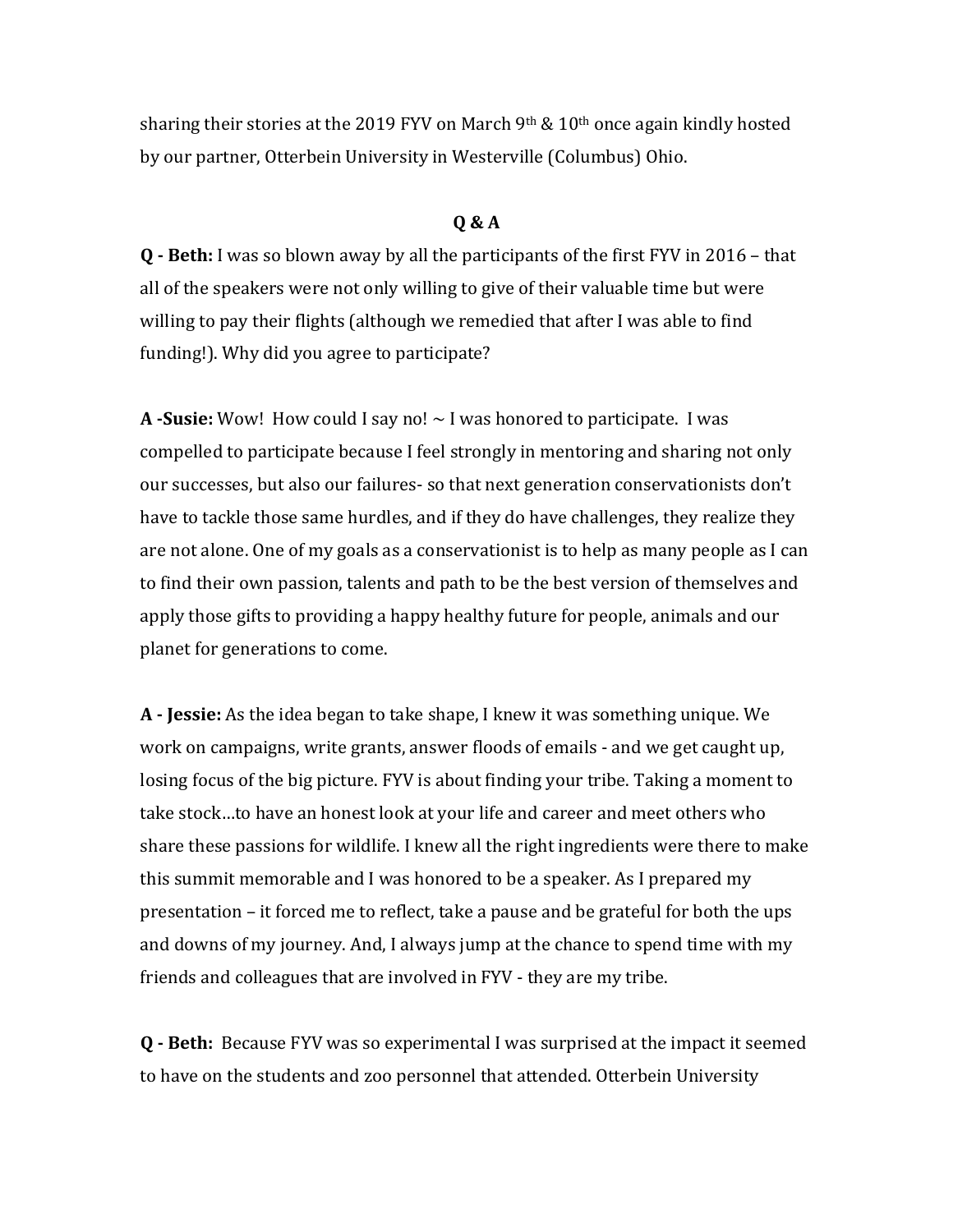sharing their stories at the 2019 FYV on March 9th & 10th once again kindly hosted by our partner, Otterbein University in Westerville (Columbus) Ohio.

**Q & A**

**Q - Beth:** I was so blown away by all the participants of the first FYV in 2016 – that all of the speakers were not only willing to give of their valuable time but were willing to pay their flights (although we remedied that after I was able to find funding!). Why did you agree to participate?

**A -Susie:** Wow! How could I say no! ~ I was honored to participate. I was compelled to participate because I feel strongly in mentoring and sharing not only our successes, but also our failures- so that next generation conservationists don't have to tackle those same hurdles, and if they do have challenges, they realize they are not alone. One of my goals as a conservationist is to help as many people as I can to find their own passion, talents and path to be the best version of themselves and apply those gifts to providing a happy healthy future for people, animals and our planet for generations to come.

**A - Jessie:** As the idea began to take shape, I knew it was something unique. We work on campaigns, write grants, answer floods of emails - and we get caught up, losing focus of the big picture. FYV is about finding your tribe. Taking a moment to take stock…to have an honest look at your life and career and meet others who share these passions for wildlife. I knew all the right ingredients were there to make this summit memorable and I was honored to be a speaker. As I prepared my presentation – it forced me to reflect, take a pause and be grateful for both the ups and downs of my journey. And, I always jump at the chance to spend time with my friends and colleagues that are involved in FYV - they are my tribe.

**Q - Beth:** Because FYV was so experimental I was surprised at the impact it seemed to have on the students and zoo personnel that attended. Otterbein University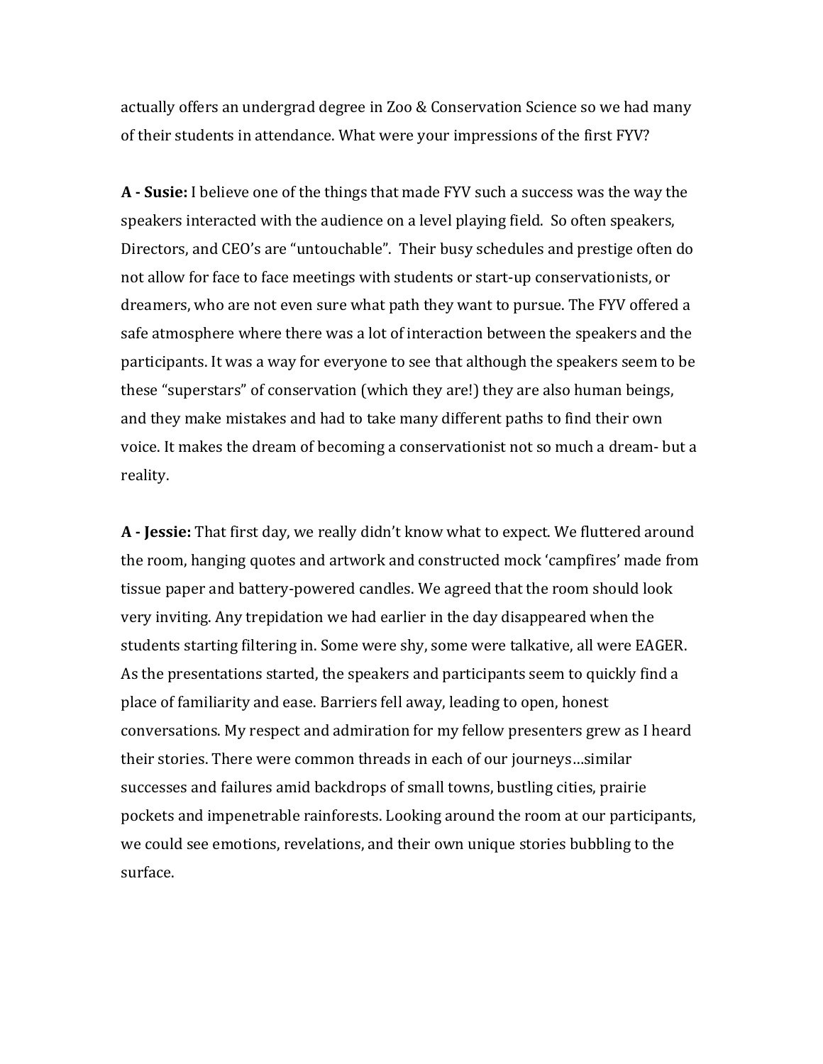actually offers an undergrad degree in Zoo & Conservation Science so we had many of their students in attendance. What were your impressions of the first FYV?

**A - Susie:** I believe one of the things that made FYV such a success was the way the speakers interacted with the audience on a level playing field. So often speakers, Directors, and CEO's are "untouchable". Their busy schedules and prestige often do not allow for face to face meetings with students or start-up conservationists, or dreamers, who are not even sure what path they want to pursue. The FYV offered a safe atmosphere where there was a lot of interaction between the speakers and the participants. It was a way for everyone to see that although the speakers seem to be these "superstars" of conservation (which they are!) they are also human beings, and they make mistakes and had to take many different paths to find their own voice. It makes the dream of becoming a conservationist not so much a dream- but a reality.

**A - Jessie:** That first day, we really didn't know what to expect. We fluttered around the room, hanging quotes and artwork and constructed mock 'campfires' made from tissue paper and battery-powered candles. We agreed that the room should look very inviting. Any trepidation we had earlier in the day disappeared when the students starting filtering in. Some were shy, some were talkative, all were EAGER. As the presentations started, the speakers and participants seem to quickly find a place of familiarity and ease. Barriers fell away, leading to open, honest conversations. My respect and admiration for my fellow presenters grew as I heard their stories. There were common threads in each of our journeys…similar successes and failures amid backdrops of small towns, bustling cities, prairie pockets and impenetrable rainforests. Looking around the room at our participants, we could see emotions, revelations, and their own unique stories bubbling to the surface.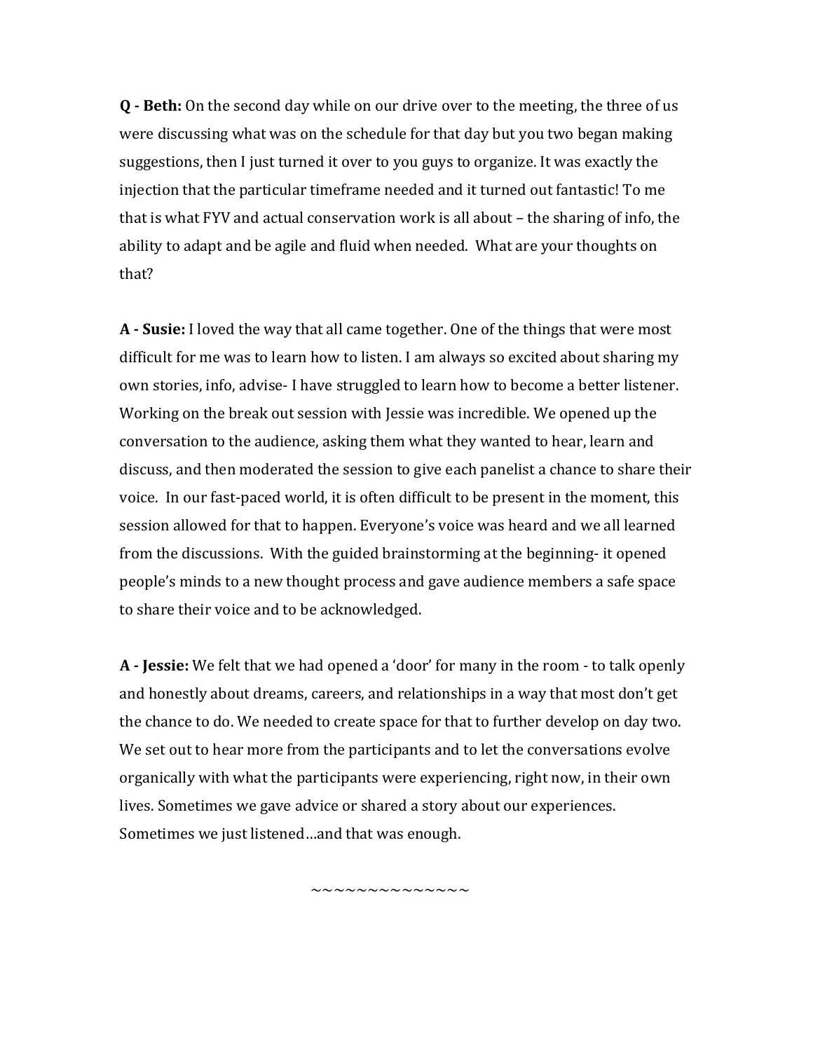**Q - Beth:** On the second day while on our drive over to the meeting, the three of us were discussing what was on the schedule for that day but you two began making suggestions, then I just turned it over to you guys to organize. It was exactly the injection that the particular timeframe needed and it turned out fantastic! To me that is what FYV and actual conservation work is all about – the sharing of info, the ability to adapt and be agile and fluid when needed. What are your thoughts on that?

**A - Susie:** I loved the way that all came together. One of the things that were most difficult for me was to learn how to listen. I am always so excited about sharing my own stories, info, advise- I have struggled to learn how to become a better listener. Working on the break out session with Jessie was incredible. We opened up the conversation to the audience, asking them what they wanted to hear, learn and discuss, and then moderated the session to give each panelist a chance to share their voice. In our fast-paced world, it is often difficult to be present in the moment, this session allowed for that to happen. Everyone's voice was heard and we all learned from the discussions. With the guided brainstorming at the beginning- it opened people's minds to a new thought process and gave audience members a safe space to share their voice and to be acknowledged.

**A - Jessie:** We felt that we had opened a 'door' for many in the room - to talk openly and honestly about dreams, careers, and relationships in a way that most don't get the chance to do. We needed to create space for that to further develop on day two. We set out to hear more from the participants and to let the conversations evolve organically with what the participants were experiencing, right now, in their own lives. Sometimes we gave advice or shared a story about our experiences. Sometimes we just listened…and that was enough.

~~~~~~~~~~~~~~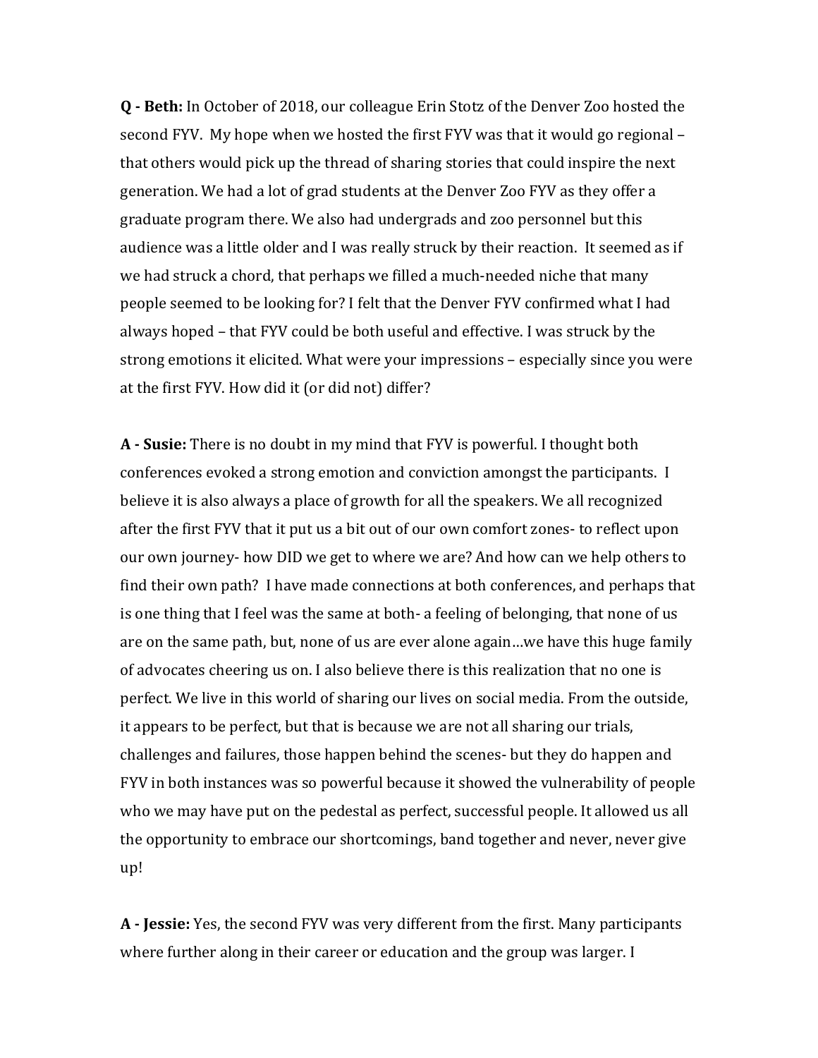**Q - Beth:** In October of 2018, our colleague Erin Stotz of the Denver Zoo hosted the second FYV. My hope when we hosted the first FYV was that it would go regional – that others would pick up the thread of sharing stories that could inspire the next generation. We had a lot of grad students at the Denver Zoo FYV as they offer a graduate program there. We also had undergrads and zoo personnel but this audience was a little older and I was really struck by their reaction. It seemed as if we had struck a chord, that perhaps we filled a much-needed niche that many people seemed to be looking for? I felt that the Denver FYV confirmed what I had always hoped – that FYV could be both useful and effective. I was struck by the strong emotions it elicited. What were your impressions – especially since you were at the first FYV. How did it (or did not) differ?

**A - Susie:** There is no doubt in my mind that FYV is powerful. I thought both conferences evoked a strong emotion and conviction amongst the participants. I believe it is also always a place of growth for all the speakers. We all recognized after the first FYV that it put us a bit out of our own comfort zones- to reflect upon our own journey- how DID we get to where we are? And how can we help others to find their own path? I have made connections at both conferences, and perhaps that is one thing that I feel was the same at both- a feeling of belonging, that none of us are on the same path, but, none of us are ever alone again…we have this huge family of advocates cheering us on. I also believe there is this realization that no one is perfect. We live in this world of sharing our lives on social media. From the outside, it appears to be perfect, but that is because we are not all sharing our trials, challenges and failures, those happen behind the scenes- but they do happen and FYV in both instances was so powerful because it showed the vulnerability of people who we may have put on the pedestal as perfect, successful people. It allowed us all the opportunity to embrace our shortcomings, band together and never, never give up!

**A - Jessie:** Yes, the second FYV was very different from the first. Many participants where further along in their career or education and the group was larger. I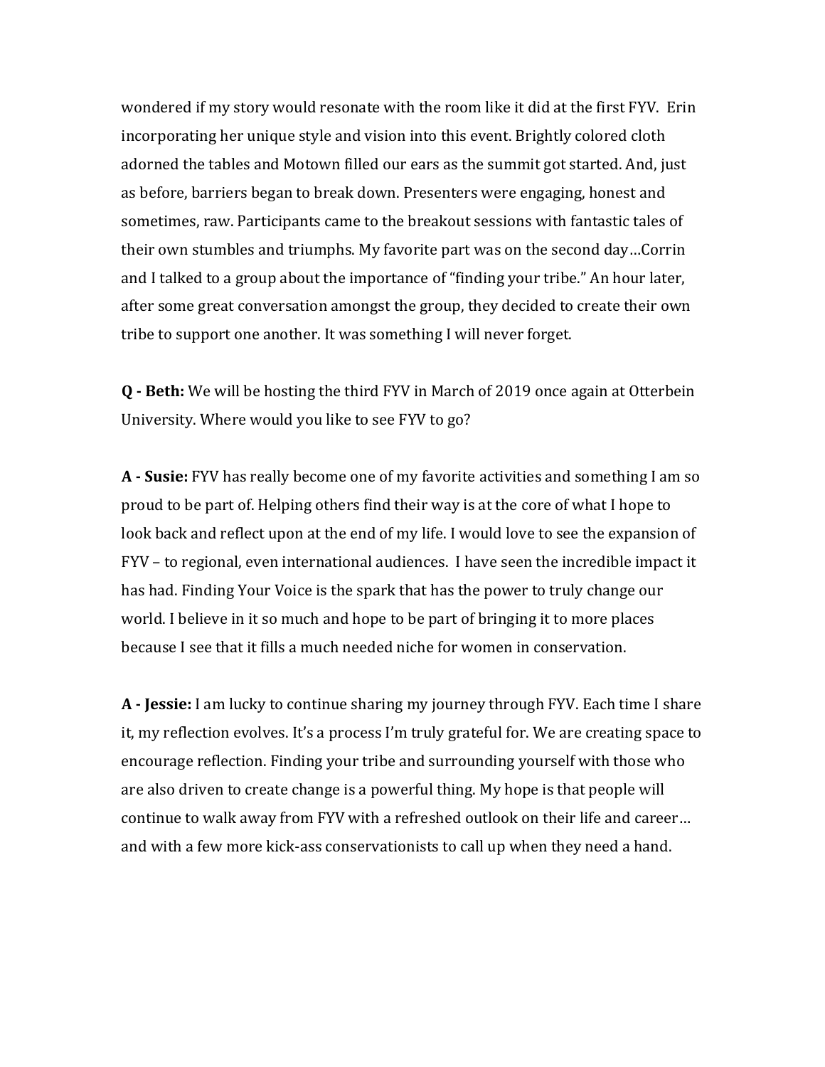wondered if my story would resonate with the room like it did at the first FYV. Erin incorporating her unique style and vision into this event. Brightly colored cloth adorned the tables and Motown filled our ears as the summit got started. And, just as before, barriers began to break down. Presenters were engaging, honest and sometimes, raw. Participants came to the breakout sessions with fantastic tales of their own stumbles and triumphs. My favorite part was on the second day…Corrin and I talked to a group about the importance of "finding your tribe." An hour later, after some great conversation amongst the group, they decided to create their own tribe to support one another. It was something I will never forget.

**Q - Beth:** We will be hosting the third FYV in March of 2019 once again at Otterbein University. Where would you like to see FYV to go?

**A - Susie:** FYV has really become one of my favorite activities and something I am so proud to be part of. Helping others find their way is at the core of what I hope to look back and reflect upon at the end of my life. I would love to see the expansion of FYV – to regional, even international audiences. I have seen the incredible impact it has had. Finding Your Voice is the spark that has the power to truly change our world. I believe in it so much and hope to be part of bringing it to more places because I see that it fills a much needed niche for women in conservation.

**A - Jessie:** I am lucky to continue sharing my journey through FYV. Each time I share it, my reflection evolves. It's a process I'm truly grateful for. We are creating space to encourage reflection. Finding your tribe and surrounding yourself with those who are also driven to create change is a powerful thing. My hope is that people will continue to walk away from FYV with a refreshed outlook on their life and career… and with a few more kick-ass conservationists to call up when they need a hand.